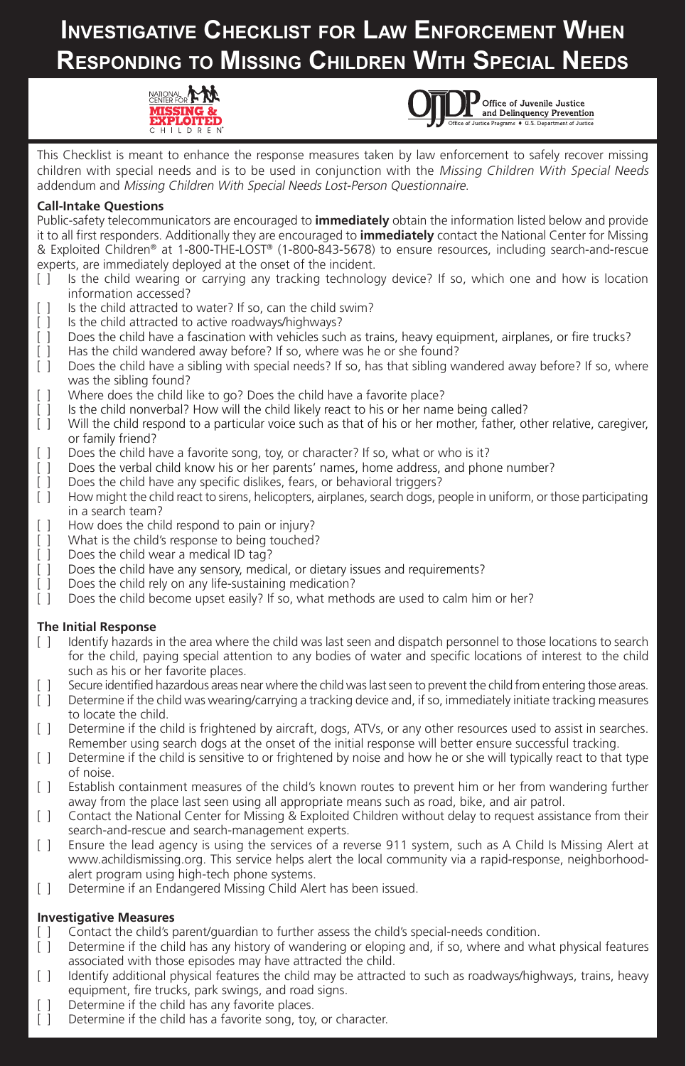# Investigative Checklist for Law Enforcement When Responding to Missing Children With Special Needs

This Checklist is meant to enhance the response measures taken by law enforcement to safely recover missing children with special needs and is to be used in conjunction with the *Missing Children With Special Needs* addendum and *Missing Children With Special Needs Lost-Person Questionnaire.*

**Call-Intake Questions**

Public-safety telecommunicators are encouraged to **immediately** obtain the information listed below and provide it to all first responders. Additionally they are encouraged to **immediately** contact the National Center for Missing & Exploited Children® at 1-800-THE-LOST® (1-800-843-5678) to ensure resources, including search-and-rescue experts, are immediately deployed at the onset of the incident.

- [ ] Is the child wearing or carrying any tracking technology device? If so, which one and how is location information accessed?
- [ ] Is the child attracted to water? If so, can the child swim?
- [ ] Is the child attracted to active roadways/highways?
- [ ] Does the child have a fascination with vehicles such as trains, heavy equipment, airplanes, or fire trucks?
- [ ] Has the child wandered away before? If so, where was he or she found?
- [ ] Does the child have a sibling with special needs? If so, has that sibling wandered away before? If so, where was the sibling found?
- [ ] Where does the child like to go? Does the child have a favorite place?
- [ ] Is the child nonverbal? How will the child likely react to his or her name being called?
- [ ] Will the child respond to a particular voice such as that of his or her mother, father, other relative, caregiver, or family friend?
- [ ] Does the child have a favorite song, toy, or character? If so, what or who is it?
- [ ] Does the verbal child know his or her parents' names, home address, and phone number?
- [ ] Does the child have any specific dislikes, fears, or behavioral triggers?
- [ ] How might the child react to sirens, helicopters, airplanes, search dogs, people in uniform, or those participating in a search team?
- [ ] How does the child respond to pain or injury?
- [ ] What is the child's response to being touched?
- [ ] Does the child wear a medical ID tag?
- [ ] Does the child have any sensory, medical, or dietary issues and requirements?
- [ ] Does the child rely on any life-sustaining medication?
- [ ] Does the child become upset easily? If so, what methods are used to calm him or her?

**The Initial Response**

- [ ] Identify hazards in the area where the child was last seen and dispatch personnel to those locations to search for the child, paying special attention to any bodies of water and specific locations of interest to the child such as his or her favorite places.
- [ ] Secure identified hazardous areas near where the child was last seen to prevent the child from entering those areas.
- [ ] Determine if the child was wearing/carrying a tracking device and, if so, immediately initiate tracking measures to locate the child.
- [ ] Determine if the child is frightened by aircraft, dogs, ATVs, or any other resources used to assist in searches. Remember using search dogs at the onset of the initial response will better ensure successful tracking.
- [ ] Determine if the child is sensitive to or frightened by noise and how he or she will typically react to that type of noise.
- [ ] Establish containment measures of the child's known routes to prevent him or her from wandering further away from the place last seen using all appropriate means such as road, bike, and air patrol.
- [ ] Contact the National Center for Missing & Exploited Children without delay to request assistance from their search-and-rescue and search-management experts.
- [ ] Ensure the lead agency is using the services of a reverse 911 system, such as A Child Is Missing Alert at www.achildismissing.org. This service helps alert the local community via a rapid-response, neighborhood-alert program using high-tech phone systems.
- [ ] Determine if an Endangered Missing Child Alert has been issued.

**Investigative Measures**

- [ ] Contact the child's parent/guardian to further assess the child's special-needs condition.
- [ ] Determine if the child has any history of wandering or eloping and, if so, where and what physical features associated with those episodes may have attracted the child.
- [ ] Identify additional physical features the child may be attracted to such as roadways/highways, trains, heavy equipment, fire trucks, park swings, and road signs.
- [ ] Determine if the child has any favorite places.
- [ ] Determine if the child has a favorite song, toy, or character.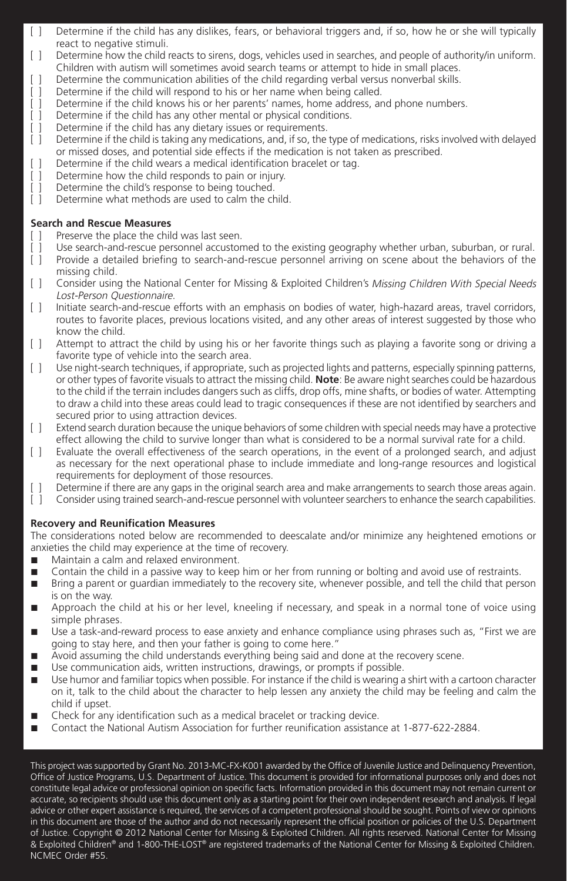- [ ] Determine if the child has any dislikes, fears, or behavioral triggers and, if so, how he or she will typically react to negative stimuli.
- [ ] Determine how the child reacts to sirens, dogs, vehicles used in searches, and people of authority/in uniform. Children with autism will sometimes avoid search teams or attempt to hide in small places.
- [ ] Determine the communication abilities of the child regarding verbal versus nonverbal skills.
- [ ] Determine if the child will respond to his or her name when being called.
- [ ] Determine if the child knows his or her parents' names, home address, and phone numbers.
- [ ] Determine if the child has any other mental or physical conditions.
- [ ] Determine if the child has any dietary issues or requirements.
- [ ] Determine if the child is taking any medications, and, if so, the type of medications, risks involved with delayed or missed doses, and potential side effects if the medication is not taken as prescribed.
- [ ] Determine if the child wears a medical identification bracelet or tag.
- [ ] Determine how the child responds to pain or injury.
- [ ] Determine the child's response to being touched.
- [ ] Determine what methods are used to calm the child.

**Search and Rescue Measures**

- [ ] Preserve the place the child was last seen.
- [ ] Use search-and-rescue personnel accustomed to the existing geography whether urban, suburban, or rural.
- [ ] Provide a detailed briefing to search-and-rescue personnel arriving on scene about the behaviors of the missing child.
- [ ] Consider using the National Center for Missing & Exploited Children's *Missing Children With Special Needs Lost-Person Questionnaire*.
- [ ] Initiate search-and-rescue efforts with an emphasis on bodies of water, high-hazard areas, travel corridors, routes to favorite places, previous locations visited, and any other areas of interest suggested by those who know the child.
- [ ] Attempt to attract the child by using his or her favorite things such as playing a favorite song or driving a favorite type of vehicle into the search area.
- [ ] Use night-search techniques, if appropriate, such as projected lights and patterns, especially spinning patterns, or other types of favorite visuals to attract the missing child. **Note**: Be aware night searches could be hazardous to the child if the terrain includes dangers such as cliffs, drop offs, mine shafts, or bodies of water. Attempting to draw a child into these areas could lead to tragic consequences if these are not identified by searchers and secured prior to using attraction devices.
- [ ] Extend search duration because the unique behaviors of some children with special needs may have a protective effect allowing the child to survive longer than what is considered to be a normal survival rate for a child.
- [ ] Evaluate the overall effectiveness of the search operations, in the event of a prolonged search, and adjust as necessary for the next operational phase to include immediate and long-range resources and logistical requirements for deployment of those resources.
- [ ] Determine if there are any gaps in the original search area and make arrangements to search those areas again.
- [ ] Consider using trained search-and-rescue personnel with volunteer searchers to enhance the search capabilities.

**Recovery and Reunification Measures**

The considerations noted below are recommended to deescalate and/or minimize any heightened emotions or anxieties the child may experience at the time of recovery.

- Maintain a calm and relaxed environment.
- Contain the child in a passive way to keep him or her from running or bolting and avoid use of restraints.
- Bring a parent or guardian immediately to the recovery site, whenever possible, and tell the child that person is on the way.
- Approach the child at his or her level, kneeling if necessary, and speak in a normal tone of voice using simple phrases.
- Use a task-and-reward process to ease anxiety and enhance compliance using phrases such as, "First we are going to stay here, and then your father is going to come here."
- Avoid assuming the child understands everything being said and done at the recovery scene.
- Use communication aids, written instructions, drawings, or prompts if possible.
- Use humor and familiar topics when possible. For instance if the child is wearing a shirt with a cartoon character on it, talk to the child about the character to help lessen any anxiety the child may be feeling and calm the child if upset.
- Check for any identification such as a medical bracelet or tracking device.
- Contact the National Autism Association for further reunification assistance at 1-877-622-2884.

This project was supported by Grant No. 2013-MC-FX-K001 awarded by the Office of Juvenile Justice and Delinquency Prevention, Office of Justice Programs, U.S. Department of Justice. This document is provided for informational purposes only and does not constitute legal advice or professional opinion on specific facts. Information provided in this document may not remain current or accurate, so recipients should use this document only as a starting point for their own independent research and analysis. If legal advice or other expert assistance is required, the services of a competent professional should be sought. Points of view or opinions in this document are those of the author and do not necessarily represent the official position or policies of the U.S. Department of Justice. Copyright © 2012 National Center for Missing & Exploited Children. All rights reserved. National Center for Missing & Exploited Children® and 1-800-THE-LOST® are registered trademarks of the National Center for Missing & Exploited Children. NCMEC Order #55.